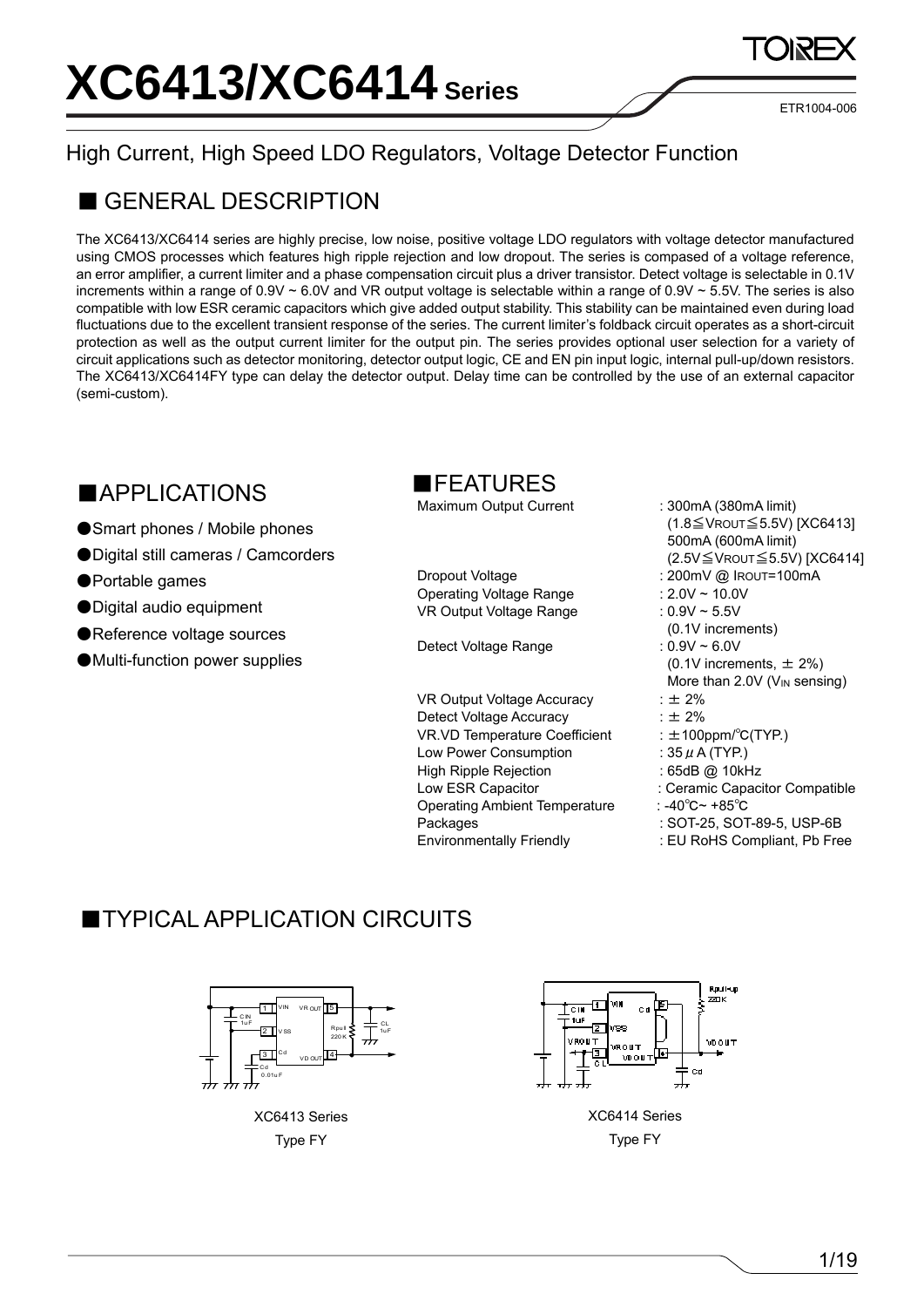# XC6413/XC6414 Series

ETR1004-006

High Current, High Speed LDO Regulators, Voltage Detector Function

## ■ GENERAL DESCRIPTION

The XC6413/XC6414 series are highly precise, low noise, positive voltage LDO regulators with voltage detector manufactured using CMOS processes which features high ripple rejection and low dropout. The series is compased of a voltage reference, an error amplifier, a current limiter and a phase compensation circuit plus a driver transistor. Detect voltage is selectable in 0.1V increments within a range of 0.9V ~ 6.0V and VR output voltage is selectable within a range of 0.9V ~ 5.5V. The series is also compatible with low ESR ceramic capacitors which give added output stability. This stability can be maintained even during load fluctuations due to the excellent transient response of the series. The current limiter's foldback circuit operates as a short-circuit protection as well as the output current limiter for the output pin. The series provides optional user selection for a variety of circuit applications such as detector monitoring, detector output logic, CE and EN pin input logic, internal pull-up/down resistors. The XC6413/XC6414FY type can delay the detector output. Delay time can be controlled by the use of an external capacitor (semi-custom).

## ■APPLICATIONS

- ●Smart phones / Mobile phones
- ●Digital still cameras / Camcorders
- ●Portable games
- ●Digital audio equipment
- ●Reference voltage sources
- ●Multi-function power supplies

## ■FEATURES

| | |
|---|---|
| Maximum Output Current | : 300mA (380mA limit) ($1.8 \leqq V_{ROUT} \leqq 5.5V$) [XC6413] 500mA (600mA limit) ($2.5V \leqq V_{ROUT} \leqq 5.5V$) [XC6414] |
| Dropout Voltage | : 200mV @ $I_{ROUT}$=100mA |
| Operating Voltage Range | : 2.0V ~ 10.0V |
| VR Output Voltage Range | : 0.9V ~ 5.5V (0.1V increments) |
| Detect Voltage Range | : 0.9V ~ 6.0V (0.1V increments, ± 2%) More than 2.0V ($V_{IN}$ sensing) |
| VR Output Voltage Accuracy | : ± 2% |
| Detect Voltage Accuracy | : ± 2% |
| VR.VD Temperature Coefficient | : ±100ppm/°C(TYP.) |
| Low Power Consumption | : 35 $\mu$ A (TYP.) |
| High Ripple Rejection | : 65dB @ 10kHz |
| Low ESR Capacitor | : Ceramic Capacitor Compatible |
| Operating Ambient Temperature | : -40°C~ +85°C |
| Packages | : SOT-25, SOT-89-5, USP-6B |
| Environmentally Friendly | : EU RoHS Compliant, Pb Free |

## ■TYPICAL APPLICATION CIRCUITS

XC6413 Series
Type FY

XC6414 Series
Type FY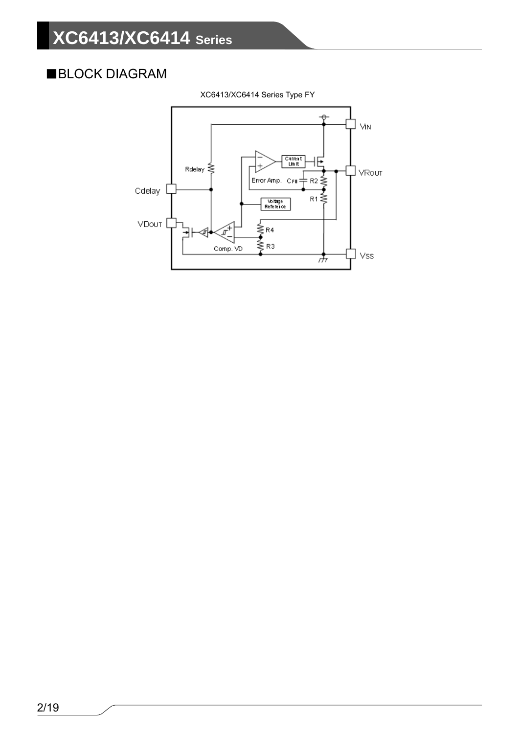## ■BLOCK DIAGRAM

XC6413/XC6414 Series Type FY

VIN

VROUT

Cdelay

VDOUT

VSS

Rdelay

Current Limit

Error Amp.

CFB

R2

R1

Voltage Reference

R4

R3

Comp. VD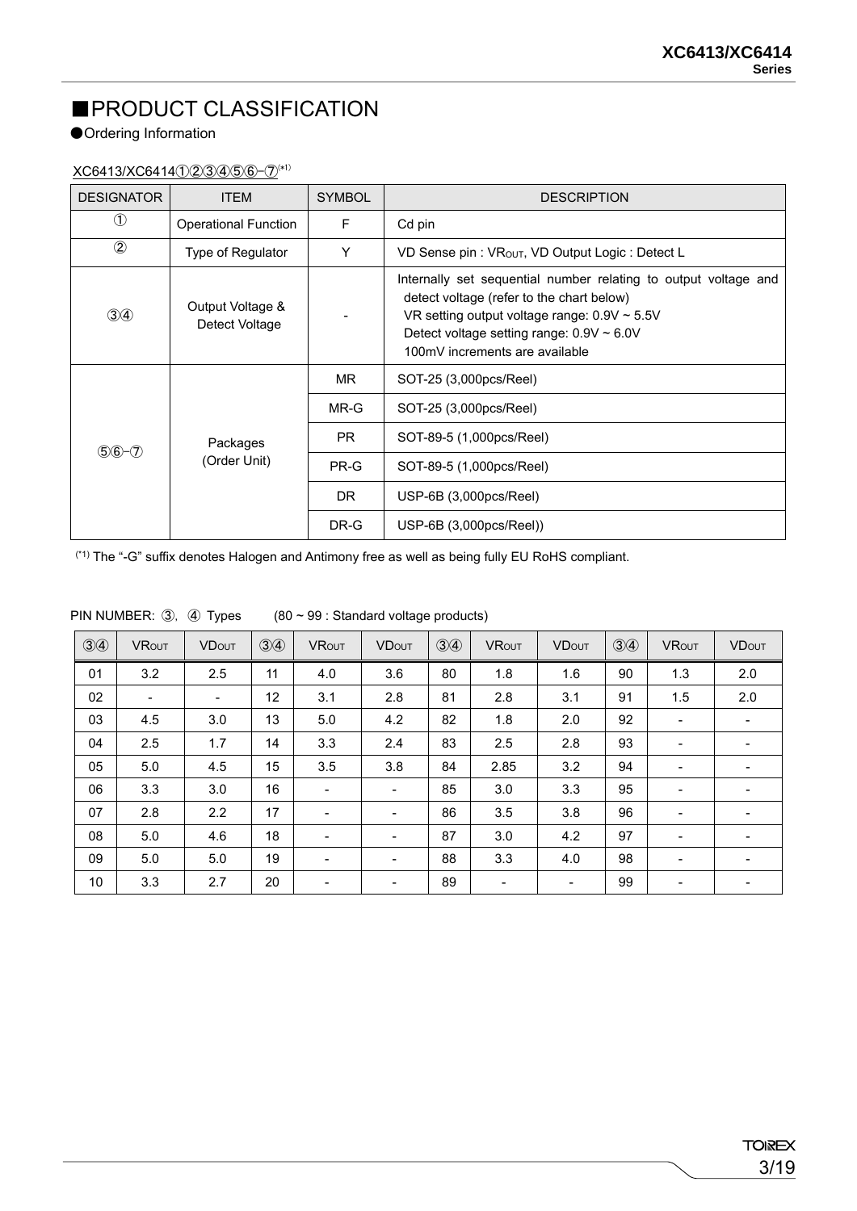## ■PRODUCT CLASSIFICATION

●Ordering Information

XC6413/XC6414①②③④⑤⑥-⑦(*1)

| DESIGNATOR | ITEM | SYMBOL | DESCRIPTION |
|---|---|---|---|
| ① | Operational Function | F | Cd pin |
| ② | Type of Regulator | Y | VD Sense pin : $VR_{OUT}$, VD Output Logic : Detect L |
| ③④ | Output Voltage & Detect Voltage | - | Internally set sequential number relating to output voltage and detect voltage (refer to the chart below)<br>VR setting output voltage range: 0.9V ~ 5.5V<br>Detect voltage setting range: 0.9V ~ 6.0V<br>100mV increments are available |
| ⑤⑥-⑦ | Packages (Order Unit) | MR | SOT-25 (3,000pcs/Reel) |
| | | MR-G | SOT-25 (3,000pcs/Reel) |
| | | PR | SOT-89-5 (1,000pcs/Reel) |
| | | PR-G | SOT-89-5 (1,000pcs/Reel) |
| | | DR | USP-6B (3,000pcs/Reel) |
| | | DR-G | USP-6B (3,000pcs/Reel)) |

(*1) The "-G" suffix denotes Halogen and Antimony free as well as being fully EU RoHS compliant.

PIN NUMBER: ③, ④ Types (80 ~ 99 : Standard voltage products)

| ③④ | $VR_{OUT}$ | $VD_{OUT}$ | ③④ | $VR_{OUT}$ | $VD_{OUT}$ | ③④ | $VR_{OUT}$ | $VD_{OUT}$ | ③④ | $VR_{OUT}$ | $VD_{OUT}$ |
|---|---|---|---|---|---|---|---|---|---|---|---|
| 01 | 3.2 | 2.5 | 11 | 4.0 | 3.6 | 80 | 1.8 | 1.6 | 90 | 1.3 | 2.0 |
| 02 | - | - | 12 | 3.1 | 2.8 | 81 | 2.8 | 3.1 | 91 | 1.5 | 2.0 |
| 03 | 4.5 | 3.0 | 13 | 5.0 | 4.2 | 82 | 1.8 | 2.0 | 92 | - | - |
| 04 | 2.5 | 1.7 | 14 | 3.3 | 2.4 | 83 | 2.5 | 2.8 | 93 | - | - |
| 05 | 5.0 | 4.5 | 15 | 3.5 | 3.8 | 84 | 2.85 | 3.2 | 94 | - | - |
| 06 | 3.3 | 3.0 | 16 | - | - | 85 | 3.0 | 3.3 | 95 | - | - |
| 07 | 2.8 | 2.2 | 17 | - | - | 86 | 3.5 | 3.8 | 96 | - | - |
| 08 | 5.0 | 4.6 | 18 | - | - | 87 | 3.0 | 4.2 | 97 | - | - |
| 09 | 5.0 | 5.0 | 19 | - | - | 88 | 3.3 | 4.0 | 98 | - | - |
| 10 | 3.3 | 2.7 | 20 | - | - | 89 | - | - | 99 | - | - |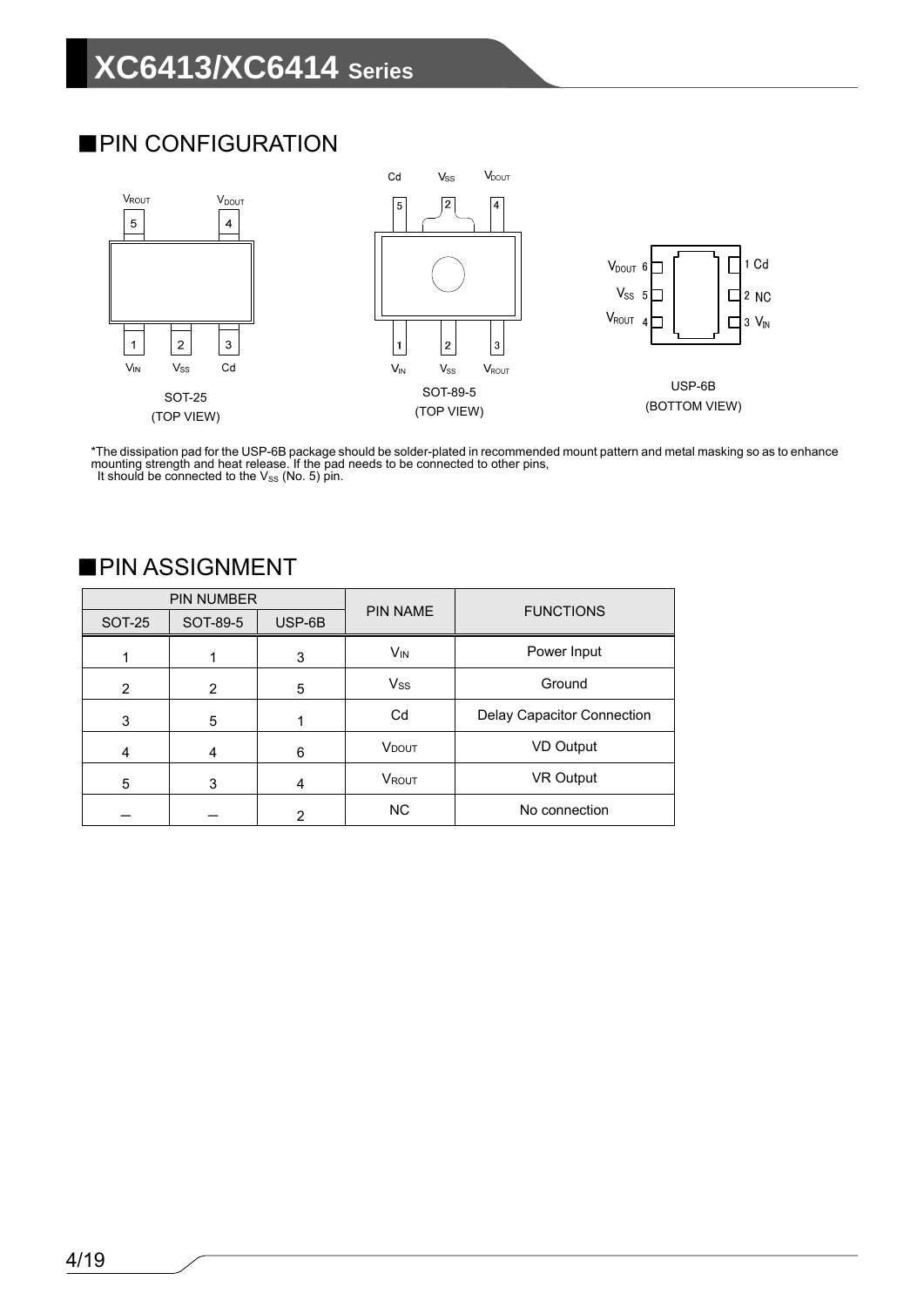## ■PIN CONFIGURATION

SOT-25
(TOP VIEW)

SOT-89-5
(TOP VIEW)

USP-6B
(BOTTOM VIEW)

*The dissipation pad for the USP-6B package should be solder-plated in recommended mount pattern and metal masking so as to enhance mounting strength and heat release. If the pad needs to be connected to other pins,
It should be connected to the $V_{SS}$ (No. 5) pin.

## ■PIN ASSIGNMENT

| PIN NUMBER | | | PIN NAME | FUNCTIONS |
|---|---|---|---|---|
| SOT-25 | SOT-89-5 | USP-6B | | |
| 1 | 1 | 3 | $V_{IN}$ | Power Input |
| 2 | 2 | 5 | $V_{SS}$ | Ground |
| 3 | 5 | 1 | Cd | Delay Capacitor Connection |
| 4 | 4 | 6 | $V_{DOUT}$ | VD Output |
| 5 | 3 | 4 | $V_{ROUT}$ | VR Output |
| – | – | 2 | NC | No connection |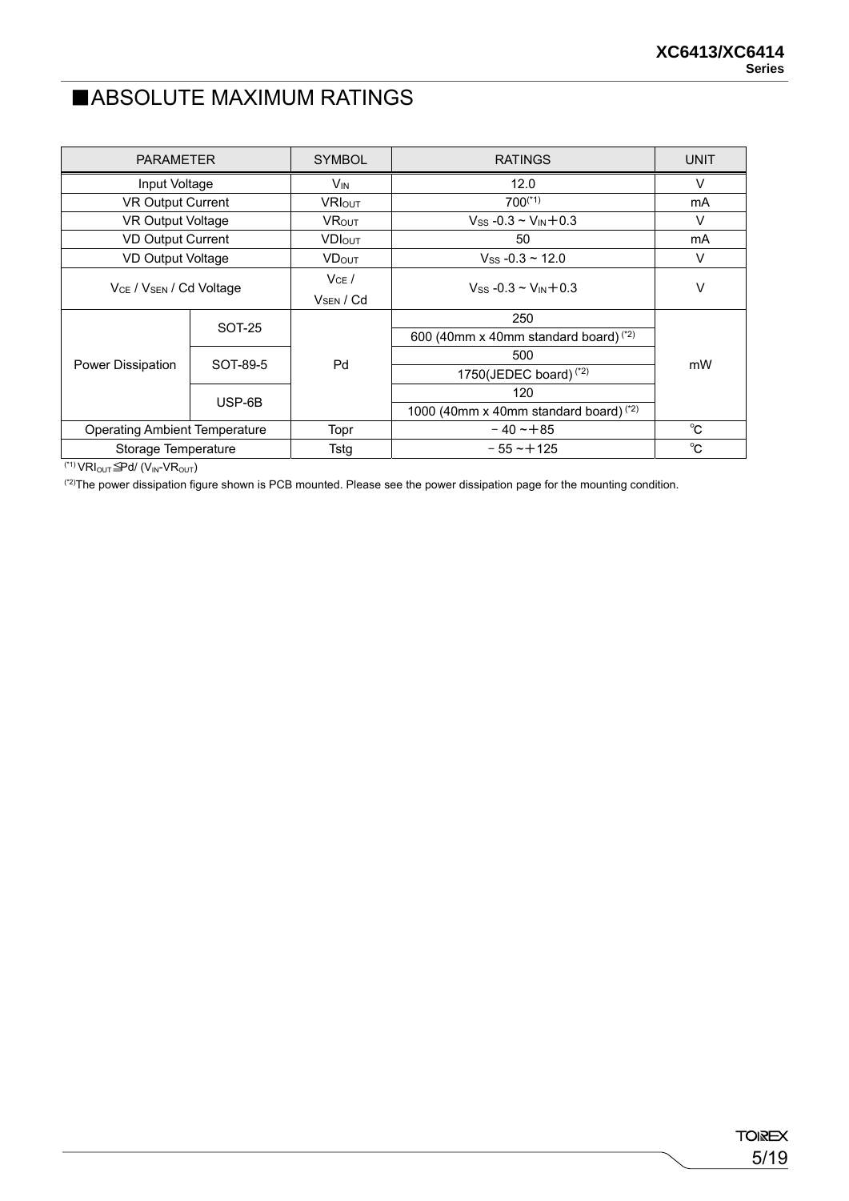# ■ABSOLUTE MAXIMUM RATINGS

| PARAMETER | | SYMBOL | RATINGS | UNIT |
|---|---|---|---|---|
| Input Voltage | | $V_{IN}$ | 12.0 | V |
| VR Output Current | | $VRI_{OUT}$ | 700(*1) | mA |
| VR Output Voltage | | $VR_{OUT}$ | $V_{SS}$ -0.3 ~ $V_{IN}$+0.3 | V |
| VD Output Current | | $VDI_{OUT}$ | 50 | mA |
| VD Output Voltage | | $VD_{OUT}$ | $V_{SS}$ -0.3 ~ 12.0 | V |
| $V_{CE}$ / $V_{SEN}$ / Cd Voltage | | $V_{CE}$ / $V_{SEN}$ / Cd | $V_{SS}$ -0.3 ~ $V_{IN}$+0.3 | V |
| Power Dissipation | SOT-25 | Pd | 250 | mW |
| | | | 600 (40mm x 40mm standard board) (*2) | |
| | SOT-89-5 | | 500 | |
| | | | 1750(JEDEC board) (*2) | |
| | USP-6B | | 120 | |
| | | | 1000 (40mm x 40mm standard board) (*2) | |
| Operating Ambient Temperature | | Topr | -40 ~ +85 | ℃ |
| Storage Temperature | | Tstg | -55 ~ +125 | ℃ |

(*1) $VRI_{OUT} \leqq Pd / (V_{IN} - VR_{OUT})$

(*2)The power dissipation figure shown is PCB mounted. Please see the power dissipation page for the mounting condition.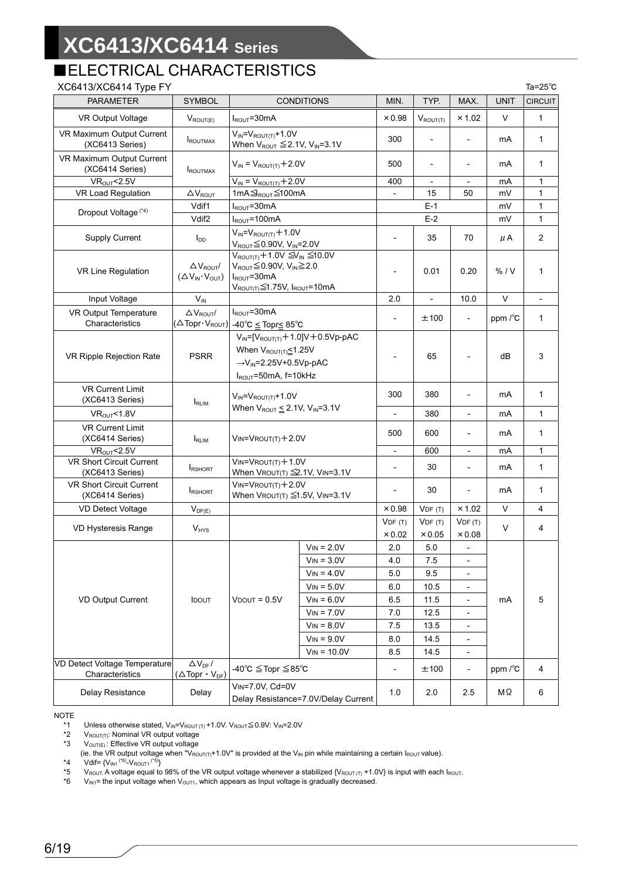## ■ELECTRICAL CHARACTERISTICS

XC6413/XC6414 Type FY

Ta=25℃

| PARAMETER | SYMBOL | CONDITIONS | | MIN. | TYP. | MAX. | UNIT | CIRCUIT |
|---|---|---|---|---|---|---|---|---|
| VR Output Voltage | $V_{ROUT(E)}$ | $I_{ROUT}$=30mA | | ×0.98 | $V_{ROUT(T)}$ | ×1.02 | V | 1 |
| VR Maximum Output Current (XC6413 Series) | $I_{ROUTMAX}$ | $V_{IN}=V_{ROUT(T)}$+1.0V When $V_{ROUT}$ ≦2.1V, $V_{IN}$=3.1V | | 300 | - | - | mA | 1 |
| VR Maximum Output Current (XC6414 Series) | $I_{ROUTMAX}$ | $V_{IN}=V_{ROUT(T)}$+2.0V | | 500 | - | - | mA | 1 |
| $VR_{OUT}$<2.5V | | $V_{IN}=V_{ROUT(T)}$+2.0V | | 400 | - | - | mA | 1 |
| VR Load Regulation | $\Delta V_{ROUT}$ | 1mA≦$I_{ROUT}$≦100mA | | - | 15 | 50 | mV | 1 |
| Dropout Voltage (*4) | Vdif1 | $I_{ROUT}$=30mA | | | E-1 | | mV | 1 |
| | Vdif2 | $I_{ROUT}$=100mA | | | E-2 | | mV | 1 |
| Supply Current | $I_{DD}$ | $V_{IN}=V_{ROUT(T)}$+1.0V $V_{ROUT}$≦0.90V, $V_{IN}$=2.0V | | - | 35 | 70 | μA | 2 |
| VR Line Regulation | $\Delta V_{ROUT}$/ ($\Delta V_{IN}\cdot V_{OUT}$) | $V_{ROUT(T)}$+1.0V ≦$V_{IN}$ ≦10.0V $V_{ROUT}$≦0.90V, $V_{IN}$≧2.0 $I_{ROUT}$=30mA $V_{ROUT(T)}$≦1.75V, $I_{ROUT}$=10mA | | - | 0.01 | 0.20 | % / V | 1 |
| Input Voltage | $V_{IN}$ | | | 2.0 | - | 10.0 | V | - |
| VR Output Temperature Characteristics | $\Delta V_{ROUT}$/ ($\Delta$Topr·$V_{ROUT}$) | $I_{ROUT}$=30mA -40℃ ≤ Topr≤ 85℃ | | - | ±100 | - | ppm /℃ | 1 |
| VR Ripple Rejection Rate | PSRR | $V_{IN}$=[$V_{ROUT(T)}$+1.0]V+0.5Vp-pAC When $V_{ROUT(T)}$≦1.25V →$V_{IN}$=2.25V+0.5Vp-pAC $I_{ROUT}$=50mA, f=10kHz | | - | 65 | - | dB | 3 |
| VR Current Limit (XC6413 Series) | $I_{RLIM}$ | $V_{IN}=V_{ROUT(T)}$+1.0V When $V_{ROUT}$ ≤ 2.1V, $V_{IN}$=3.1V | | 300 | 380 | - | mA | 1 |
| $VR_{OUT}$<1.8V | | | | - | 380 | - | mA | 1 |
| VR Current Limit (XC6414 Series) | $I_{RLIM}$ | VIN=VROUT(T)+2.0V | | 500 | 600 | - | mA | 1 |
| $VR_{OUT}$<2.5V | | | | - | 600 | - | mA | 1 |
| VR Short Circuit Current (XC6413 Series) | $I_{RSHORT}$ | VIN=VROUT(T)+1.0V When VROUT(T) ≦2.1V, VIN=3.1V | | - | 30 | - | mA | 1 |
| VR Short Circuit Current (XC6414 Series) | $I_{RSHORT}$ | VIN=VROUT(T)+2.0V When VROUT(T) ≦1.5V, VIN=3.1V | | - | 30 | - | mA | 1 |
| VD Detect Voltage | $V_{DF(E)}$ | | | ×0.98 | VDF (T) | ×1.02 | V | 4 |
| VD Hysteresis Range | $V_{HYS}$ | | | VDF (T) ×0.02 | VDF (T) ×0.05 | VDF (T) ×0.08 | V | 4 |
| VD Output Current | IDOUT | VDOUT = 0.5V | VIN = 2.0V | 2.0 | 5.0 | - | mA | 5 |
| | | | VIN = 3.0V | 4.0 | 7.5 | - | | |
| | | | VIN = 4.0V | 5.0 | 9.5 | - | | |
| | | | VIN = 5.0V | 6.0 | 10.5 | - | | |
| | | | VIN = 6.0V | 6.5 | 11.5 | - | | |
| | | | VIN = 7.0V | 7.0 | 12.5 | - | | |
| | | | VIN = 8.0V | 7.5 | 13.5 | - | | |
| | | | VIN = 9.0V | 8.0 | 14.5 | - | | |
| | | | VIN = 10.0V | 8.5 | 14.5 | - | | |
| VD Detect Voltage Temperature Characteristics | $\Delta V_{DF}$ / ($\Delta$Topr · $V_{DF}$) | -40℃ ≦Topr ≦85℃ | | - | ±100 | - | ppm /℃ | 4 |
| Delay Resistance | Delay | VIN=7.0V, Cd=0V Delay Resistance=7.0V/Delay Current | | 1.0 | 2.0 | 2.5 | MΩ | 6 |

NOTE

*1 Unless otherwise stated, $V_{IN}=V_{ROUT(T)}$+1.0V. $V_{ROUT}$≦0.9V: $V_{IN}$=2.0V

*2 $V_{ROUT(T)}$: Nominal VR output voltage

*3 $V_{OUT(E)}$ : Effective VR output voltage
(ie. the VR output voltage when "$V_{ROUT(T)}$+1.0V" is provided at the $V_{IN}$ pin while maintaining a certain $I_{ROUT}$ value).

*4 Vdif= {$V_{IN1}$ (*6)-$V_{ROUT1}$ (*5)}

*5 $V_{ROUT}$: A voltage equal to 98% of the VR output voltage whenever a stabilized {$V_{ROUT(T)}$ +1.0V} is input with each $I_{ROUT}$.

*6 $V_{IN1}$= the input voltage when $V_{OUT1}$, which appears as Input voltage is gradually decreased.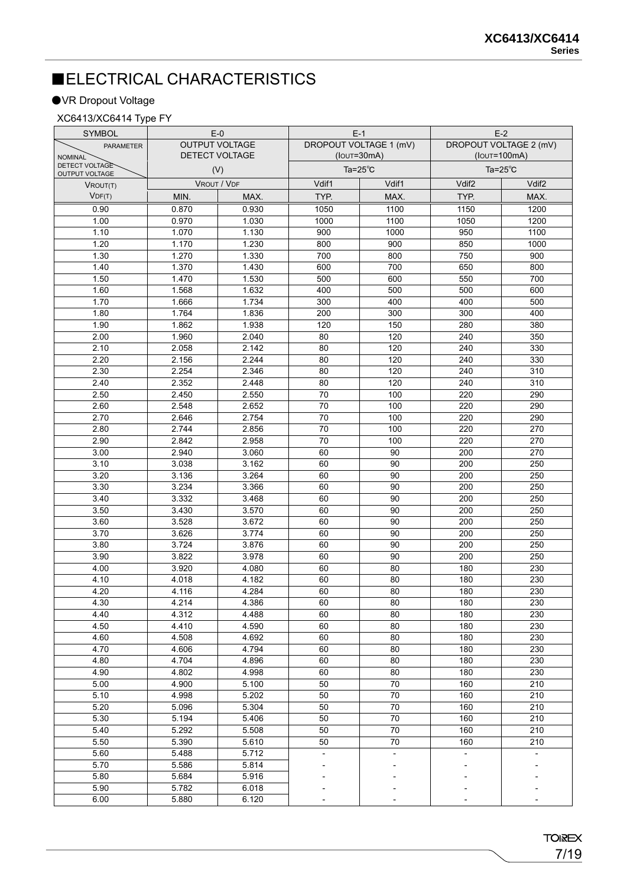# ■ELECTRICAL CHARACTERISTICS

●VR Dropout Voltage

XC6413/XC6414 Type FY

| SYMBOL | E-0 | | E-1 | | E-2 | |
|---|---|---|---|---|---|---|
| PARAMETER / NOMINAL DETECT VOLTAGE / OUTPUT VOLTAGE | OUTPUT VOLTAGE DETECT VOLTAGE (V) | | DROPOUT VOLTAGE 1 (mV) ($I_{OUT}$=30mA) Ta=25℃ | | DROPOUT VOLTAGE 2 (mV) ($I_{OUT}$=100mA) Ta=25℃ | |
| $V_{ROUT(T)}$ | $V_{ROUT}$ / $V_{DF}$ | | Vdif1 | Vdif1 | Vdif2 | Vdif2 |
| $V_{DF(T)}$ | MIN. | MAX. | TYP. | MAX. | TYP. | MAX. |
| 0.90 | 0.870 | 0.930 | 1050 | 1100 | 1150 | 1200 |
| 1.00 | 0.970 | 1.030 | 1000 | 1100 | 1050 | 1200 |
| 1.10 | 1.070 | 1.130 | 900 | 1000 | 950 | 1100 |
| 1.20 | 1.170 | 1.230 | 800 | 900 | 850 | 1000 |
| 1.30 | 1.270 | 1.330 | 700 | 800 | 750 | 900 |
| 1.40 | 1.370 | 1.430 | 600 | 700 | 650 | 800 |
| 1.50 | 1.470 | 1.530 | 500 | 600 | 550 | 700 |
| 1.60 | 1.568 | 1.632 | 400 | 500 | 500 | 600 |
| 1.70 | 1.666 | 1.734 | 300 | 400 | 400 | 500 |
| 1.80 | 1.764 | 1.836 | 200 | 300 | 300 | 400 |
| 1.90 | 1.862 | 1.938 | 120 | 150 | 280 | 380 |
| 2.00 | 1.960 | 2.040 | 80 | 120 | 240 | 350 |
| 2.10 | 2.058 | 2.142 | 80 | 120 | 240 | 330 |
| 2.20 | 2.156 | 2.244 | 80 | 120 | 240 | 330 |
| 2.30 | 2.254 | 2.346 | 80 | 120 | 240 | 310 |
| 2.40 | 2.352 | 2.448 | 80 | 120 | 240 | 310 |
| 2.50 | 2.450 | 2.550 | 70 | 100 | 220 | 290 |
| 2.60 | 2.548 | 2.652 | 70 | 100 | 220 | 290 |
| 2.70 | 2.646 | 2.754 | 70 | 100 | 220 | 290 |
| 2.80 | 2.744 | 2.856 | 70 | 100 | 220 | 270 |
| 2.90 | 2.842 | 2.958 | 70 | 100 | 220 | 270 |
| 3.00 | 2.940 | 3.060 | 60 | 90 | 200 | 270 |
| 3.10 | 3.038 | 3.162 | 60 | 90 | 200 | 250 |
| 3.20 | 3.136 | 3.264 | 60 | 90 | 200 | 250 |
| 3.30 | 3.234 | 3.366 | 60 | 90 | 200 | 250 |
| 3.40 | 3.332 | 3.468 | 60 | 90 | 200 | 250 |
| 3.50 | 3.430 | 3.570 | 60 | 90 | 200 | 250 |
| 3.60 | 3.528 | 3.672 | 60 | 90 | 200 | 250 |
| 3.70 | 3.626 | 3.774 | 60 | 90 | 200 | 250 |
| 3.80 | 3.724 | 3.876 | 60 | 90 | 200 | 250 |
| 3.90 | 3.822 | 3.978 | 60 | 90 | 200 | 250 |
| 4.00 | 3.920 | 4.080 | 60 | 80 | 180 | 230 |
| 4.10 | 4.018 | 4.182 | 60 | 80 | 180 | 230 |
| 4.20 | 4.116 | 4.284 | 60 | 80 | 180 | 230 |
| 4.30 | 4.214 | 4.386 | 60 | 80 | 180 | 230 |
| 4.40 | 4.312 | 4.488 | 60 | 80 | 180 | 230 |
| 4.50 | 4.410 | 4.590 | 60 | 80 | 180 | 230 |
| 4.60 | 4.508 | 4.692 | 60 | 80 | 180 | 230 |
| 4.70 | 4.606 | 4.794 | 60 | 80 | 180 | 230 |
| 4.80 | 4.704 | 4.896 | 60 | 80 | 180 | 230 |
| 4.90 | 4.802 | 4.998 | 60 | 80 | 180 | 230 |
| 5.00 | 4.900 | 5.100 | 50 | 70 | 160 | 210 |
| 5.10 | 4.998 | 5.202 | 50 | 70 | 160 | 210 |
| 5.20 | 5.096 | 5.304 | 50 | 70 | 160 | 210 |
| 5.30 | 5.194 | 5.406 | 50 | 70 | 160 | 210 |
| 5.40 | 5.292 | 5.508 | 50 | 70 | 160 | 210 |
| 5.50 | 5.390 | 5.610 | 50 | 70 | 160 | 210 |
| 5.60 | 5.488 | 5.712 | - | - | - | - |
| 5.70 | 5.586 | 5.814 | - | - | - | - |
| 5.80 | 5.684 | 5.916 | - | - | - | - |
| 5.90 | 5.782 | 6.018 | - | - | - | - |
| 6.00 | 5.880 | 6.120 | - | - | - | - |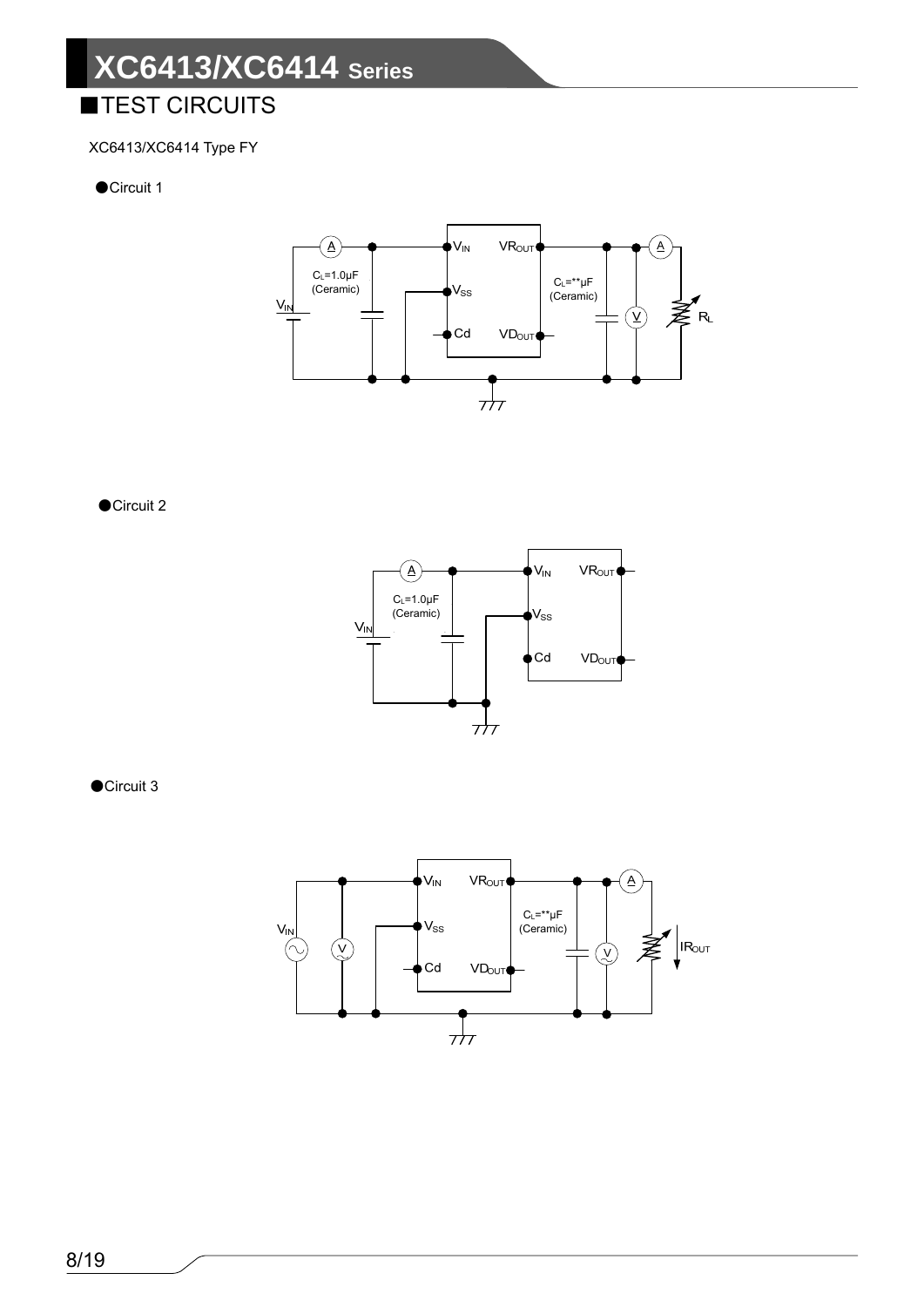## ■TEST CIRCUITS

XC6413/XC6414 Type FY

●Circuit 1

$V_{IN}$ A $C_L$=1.0μF (Ceramic) $V_{IN}$ $V_{SS}$ Cd $VR_{OUT}$ $VD_{OUT}$ $C_L$=**μF (Ceramic) V A $R_L$

●Circuit 2

$V_{IN}$ A $C_L$=1.0μF (Ceramic) $V_{IN}$ $V_{SS}$ Cd $VR_{OUT}$ $VD_{OUT}$

●Circuit 3

$V_{IN}$ V $V_{IN}$ $V_{SS}$ Cd $VR_{OUT}$ $VD_{OUT}$ $C_L$=**μF (Ceramic) V A $IR_{OUT}$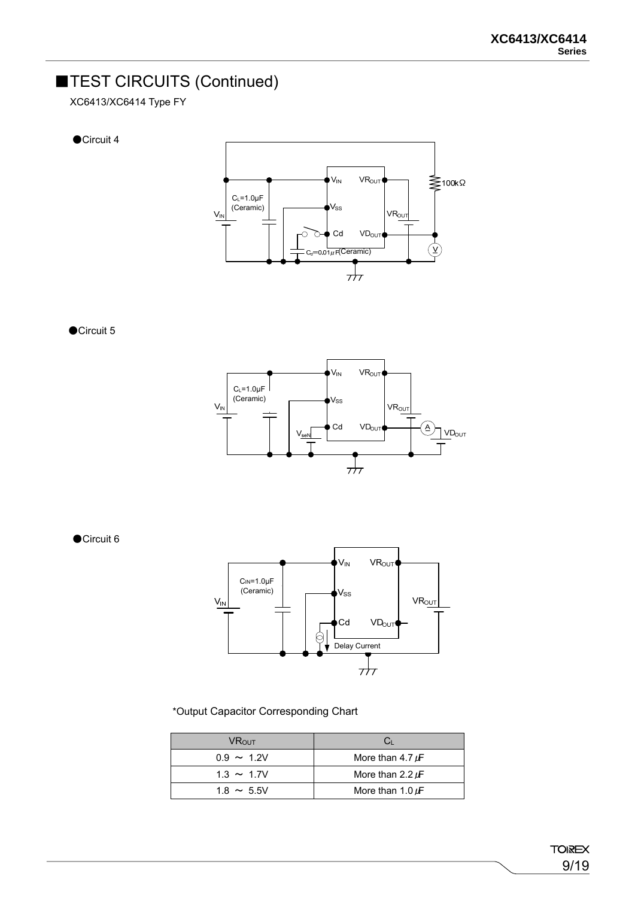## ■TEST CIRCUITS (Continued)

XC6413/XC6414 Type FY

●Circuit 4

●Circuit 5

●Circuit 6

*Output Capacitor Corresponding Chart

| $VR_{OUT}$ | $C_L$ |
|---|---|
| 0.9 ～ 1.2V | More than 4.7μF |
| 1.3 ～ 1.7V | More than 2.2μF |
| 1.8 ～ 5.5V | More than 1.0μF |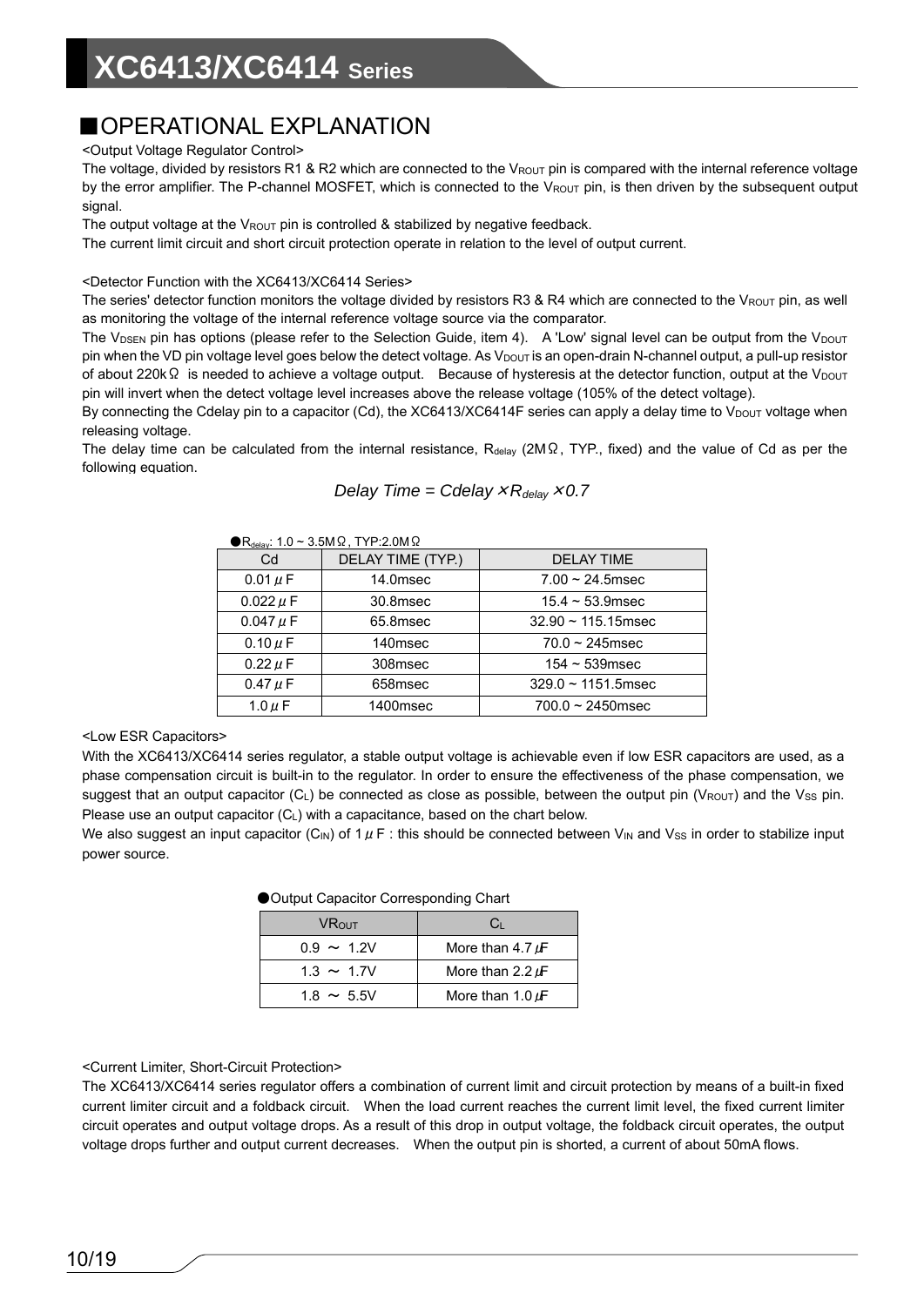## ■OPERATIONAL EXPLANATION

<Output Voltage Regulator Control>

The voltage, divided by resistors R1 & R2 which are connected to the $V_{ROUT}$ pin is compared with the internal reference voltage by the error amplifier. The P-channel MOSFET, which is connected to the $V_{ROUT}$ pin, is then driven by the subsequent output signal.

The output voltage at the $V_{ROUT}$ pin is controlled & stabilized by negative feedback.

The current limit circuit and short circuit protection operate in relation to the level of output current.

<Detector Function with the XC6413/XC6414 Series>

The series' detector function monitors the voltage divided by resistors R3 & R4 which are connected to the $V_{ROUT}$ pin, as well as monitoring the voltage of the internal reference voltage source via the comparator.

The $V_{DSEN}$ pin has options (please refer to the Selection Guide, item 4).　A 'Low' signal level can be output from the $V_{DOUT}$ pin when the VD pin voltage level goes below the detect voltage. As $V_{DOUT}$ is an open-drain N-channel output, a pull-up resistor of about 220kΩ is needed to achieve a voltage output.　Because of hysteresis at the detector function, output at the $V_{DOUT}$ pin will invert when the detect voltage level increases above the release voltage (105% of the detect voltage).

By connecting the Cdelay pin to a capacitor (Cd), the XC6413/XC6414F series can apply a delay time to $V_{DOUT}$ voltage when releasing voltage.

The delay time can be calculated from the internal resistance, $R_{delay}$ (2MΩ, TYP., fixed) and the value of Cd as per the following equation.

$$Delay\ Time = Cdelay \times R_{delay} \times 0.7$$

●$R_{delay}$: 1.0 ~ 3.5MΩ, TYP:2.0MΩ

| Cd | DELAY TIME (TYP.) | DELAY TIME |
|---|---|---|
| 0.01μF | 14.0msec | 7.00 ~ 24.5msec |
| 0.022μF | 30.8msec | 15.4 ~ 53.9msec |
| 0.047μF | 65.8msec | 32.90 ~ 115.15msec |
| 0.10μF | 140msec | 70.0 ~ 245msec |
| 0.22μF | 308msec | 154 ~ 539msec |
| 0.47μF | 658msec | 329.0 ~ 1151.5msec |
| 1.0μF | 1400msec | 700.0 ~ 2450msec |

<Low ESR Capacitors>

With the XC6413/XC6414 series regulator, a stable output voltage is achievable even if low ESR capacitors are used, as a phase compensation circuit is built-in to the regulator. In order to ensure the effectiveness of the phase compensation, we suggest that an output capacitor ($C_L$) be connected as close as possible, between the output pin ($V_{ROUT}$) and the $V_{SS}$ pin. Please use an output capacitor ($C_L$) with a capacitance, based on the chart below.

We also suggest an input capacitor ($C_{IN}$) of 1μF : this should be connected between $V_{IN}$ and $V_{SS}$ in order to stabilize input power source.

●Output Capacitor Corresponding Chart

| $VR_{OUT}$ | $C_L$ |
|---|---|
| 0.9 ～ 1.2V | More than 4.7μF |
| 1.3 ～ 1.7V | More than 2.2μF |
| 1.8 ～ 5.5V | More than 1.0μF |

<Current Limiter, Short-Circuit Protection>

The XC6413/XC6414 series regulator offers a combination of current limit and circuit protection by means of a built-in fixed current limiter circuit and a foldback circuit.　When the load current reaches the current limit level, the fixed current limiter circuit operates and output voltage drops. As a result of this drop in output voltage, the foldback circuit operates, the output voltage drops further and output current decreases.　When the output pin is shorted, a current of about 50mA flows.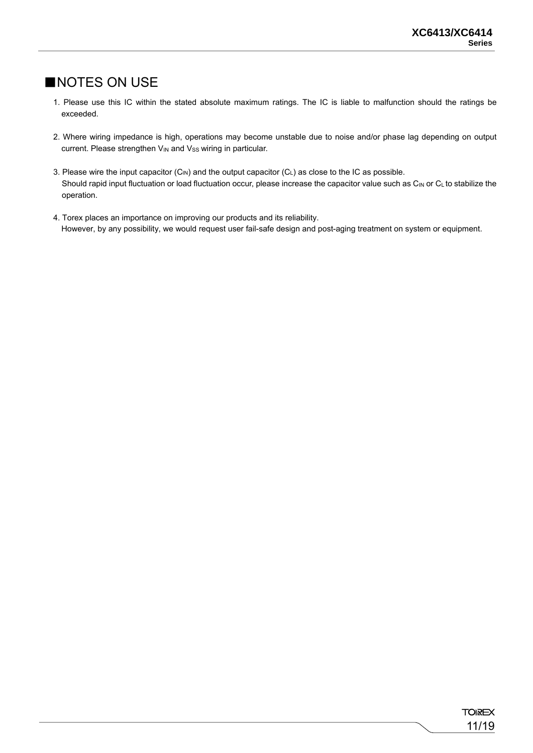## ■NOTES ON USE

1. Please use this IC within the stated absolute maximum ratings. The IC is liable to malfunction should the ratings be exceeded.

2. Where wiring impedance is high, operations may become unstable due to noise and/or phase lag depending on output current. Please strengthen $V_{IN}$ and $V_{SS}$ wiring in particular.

3. Please wire the input capacitor ($C_{IN}$) and the output capacitor ($C_L$) as close to the IC as possible.
   Should rapid input fluctuation or load fluctuation occur, please increase the capacitor value such as $C_{IN}$ or $C_L$ to stabilize the operation.

4. Torex places an importance on improving our products and its reliability.
   However, by any possibility, we would request user fail-safe design and post-aging treatment on system or equipment.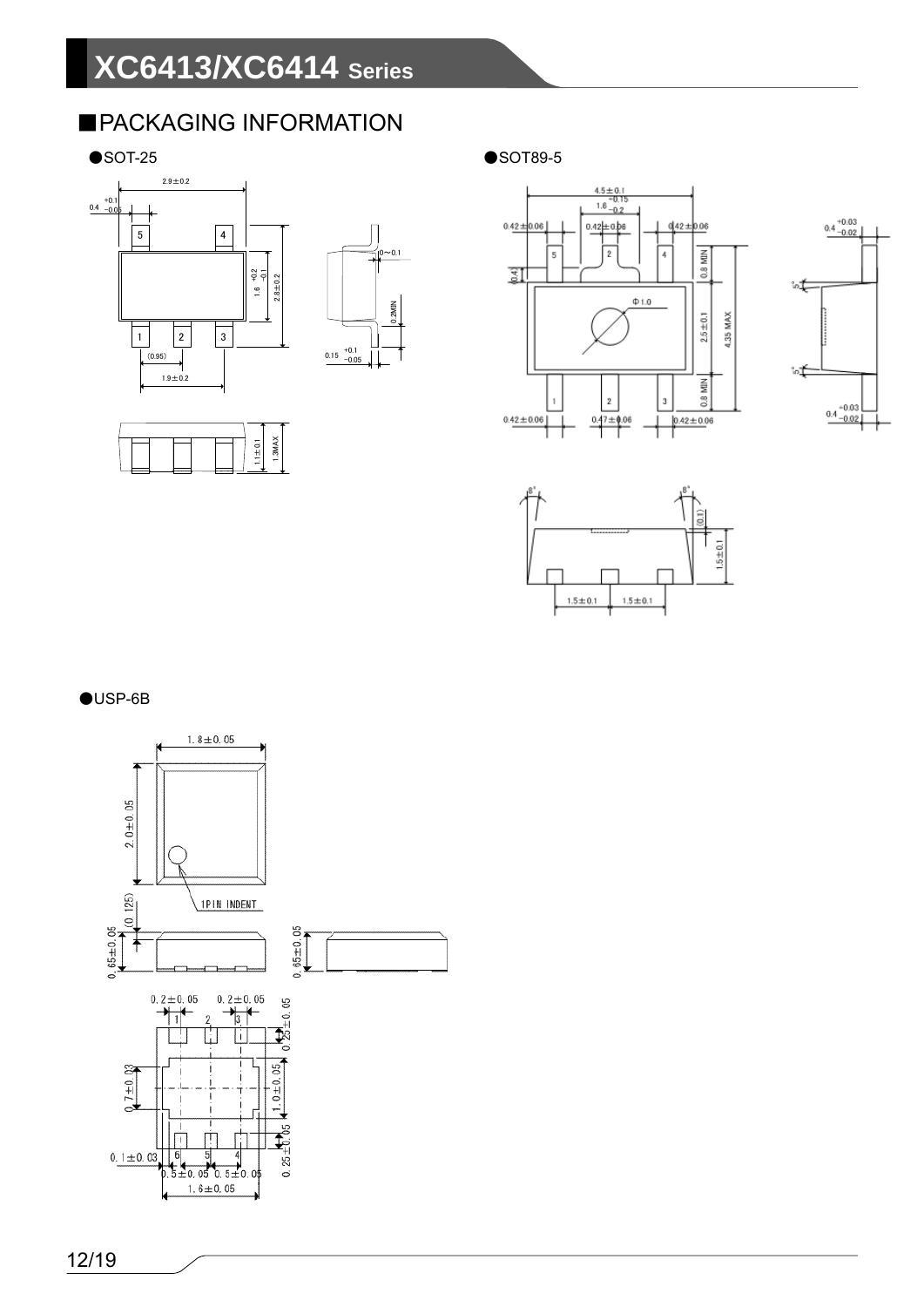## ■PACKAGING INFORMATION

●SOT-25

●SOT89-5

●USP-6B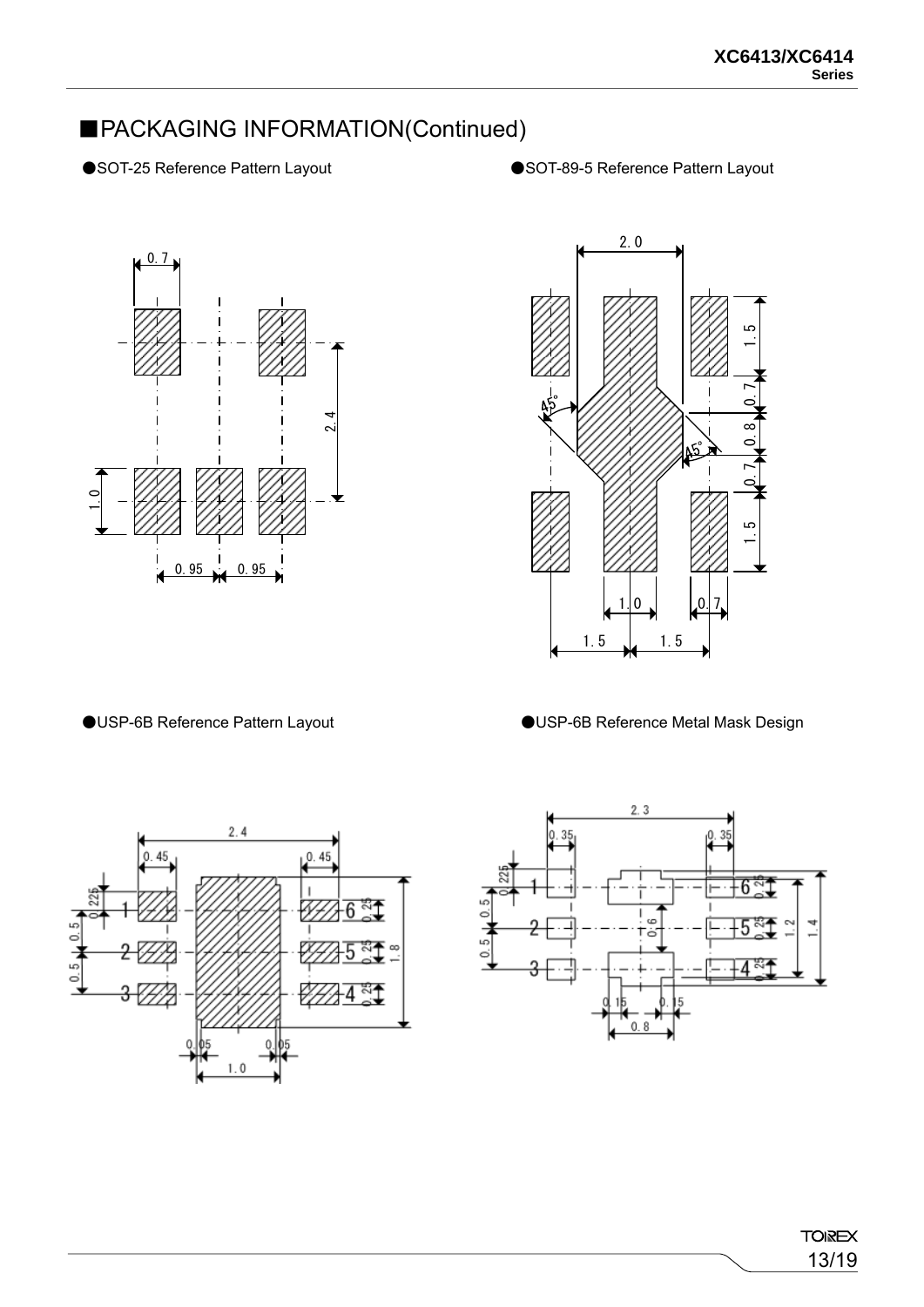## ■PACKAGING INFORMATION(Continued)

●SOT-25 Reference Pattern Layout

●SOT-89-5 Reference Pattern Layout

●USP-6B Reference Pattern Layout

●USP-6B Reference Metal Mask Design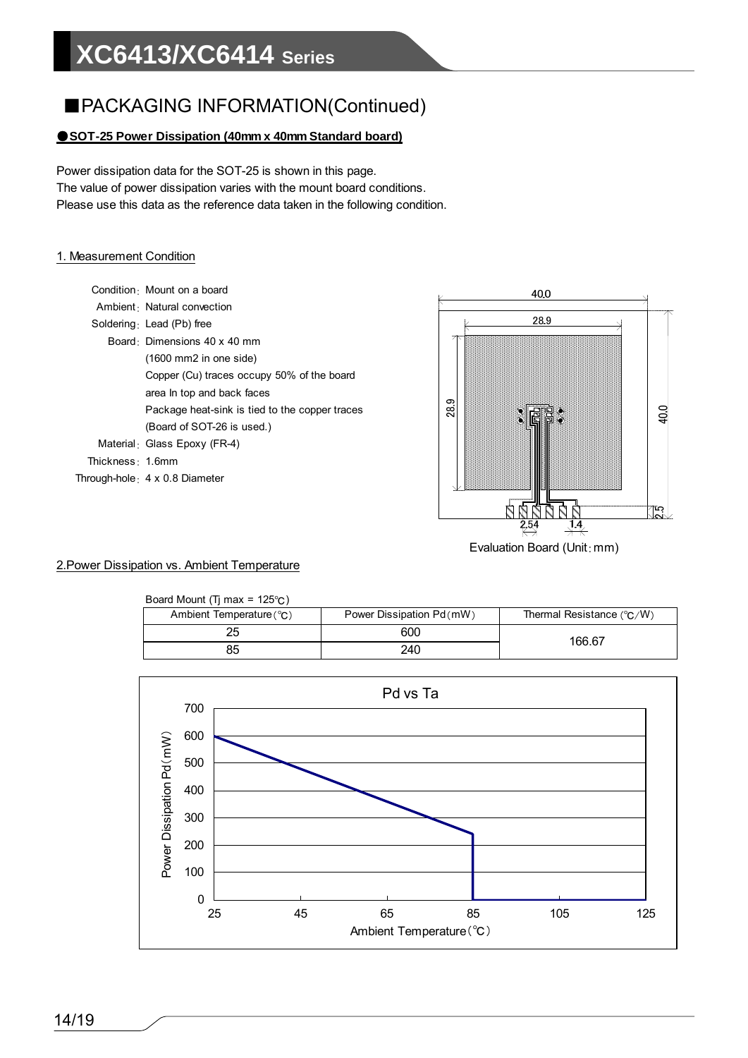## ■PACKAGING INFORMATION(Continued)

**●SOT-25 Power Dissipation (40mm x 40mm Standard board)**

Power dissipation data for the SOT-25 is shown in this page.
The value of power dissipation varies with the mount board conditions.
Please use this data as the reference data taken in the following condition.

### 1. Measurement Condition

Condition: Mount on a board
Ambient: Natural convection
Soldering: Lead (Pb) free
Board: Dimensions 40 x 40 mm
(1600 mm2 in one side)
Copper (Cu) traces occupy 50% of the board
area In top and back faces
Package heat-sink is tied to the copper traces
(Board of SOT-26 is used.)
Material: Glass Epoxy (FR-4)
Thickness: 1.6mm
Through-hole: 4 x 0.8 Diameter

Evaluation Board (Unit: mm)

### 2.Power Dissipation vs. Ambient Temperature

Board Mount (Tj max = 125℃)

| Ambient Temperature (℃) | Power Dissipation Pd (mW) | Thermal Resistance (℃/W) |
|---|---|---|
| 25 | 600 | 166.67 |
| 85 | 240 | |

Pd vs Ta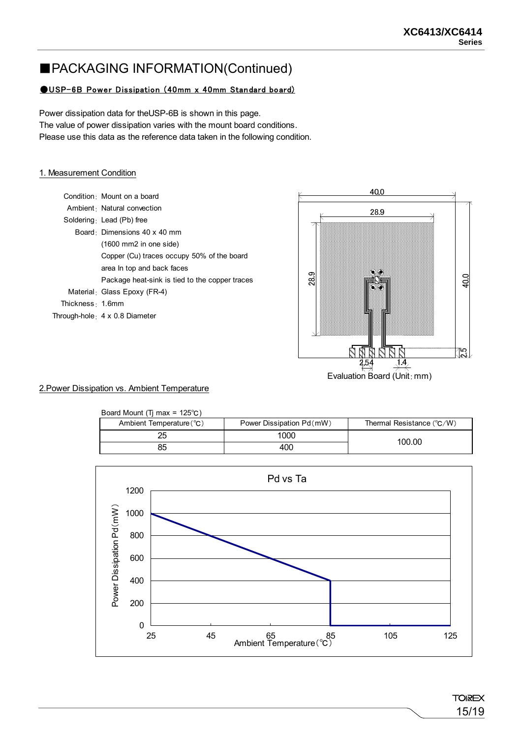# ■PACKAGING INFORMATION(Continued)

## ●USP-6B Power Dissipation (40mm x 40mm Standard board)

Power dissipation data for theUSP-6B is shown in this page.
The value of power dissipation varies with the mount board conditions.
Please use this data as the reference data taken in the following condition.

### 1. Measurement Condition

Condition: Mount on a board
Ambient: Natural convection
Soldering: Lead (Pb) free
Board: Dimensions 40 x 40 mm
(1600 mm2 in one side)
Copper (Cu) traces occupy 50% of the board area In top and back faces
Package heat-sink is tied to the copper traces
Material: Glass Epoxy (FR-4)
Thickness: 1.6mm
Through-hole: 4 x 0.8 Diameter

Evaluation Board (Unit: mm)

### 2.Power Dissipation vs. Ambient Temperature

Board Mount (Tj max = 125℃)

| Ambient Temperature(℃) | Power Dissipation Pd(mW) | Thermal Resistance (℃/W) |
|---|---|---|
| 25 | 1000 | 100.00 |
| 85 | 400 | |

Pd vs Ta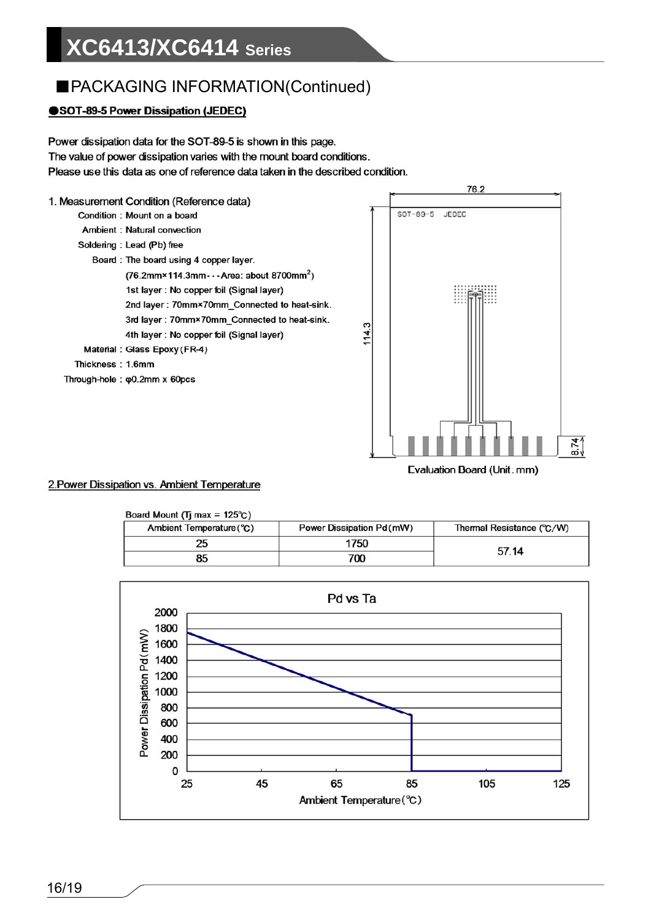## ■PACKAGING INFORMATION(Continued)

### ●SOT-89-5 Power Dissipation (JEDEC)

Power dissipation data for the SOT-89-5 is shown in this page.
The value of power dissipation varies with the mount board conditions.
Please use this data as one of reference data taken in the described condition.

1. Measurement Condition (Reference data)

Condition : Mount on a board
Ambient : Natural convection
Soldering : Lead (Pb) free
Board : The board using 4 copper layer.
(76.2mm×114.3mm･･･Area: about 8700mm$^2$)
1st layer : No copper foil (Signal layer)
2nd layer : 70mm×70mm_Connected to heat-sink.
3rd layer : 70mm×70mm_Connected to heat-sink.
4th layer : No copper foil (Signal layer)
Material : Glass Epoxy (FR-4)
Thickness : 1.6mm
Through-hole : φ0.2mm x 60pcs

Evaluation Board (Unit. mm)

2.Power Dissipation vs. Ambient Temperature

Board Mount (Tj max = 125℃)

| Ambient Temperature (℃) | Power Dissipation Pd (mW) | Thermal Resistance (℃/W) |
|---|---|---|
| 25 | 1750 | 57.14 |
| 85 | 700 | |

Pd vs Ta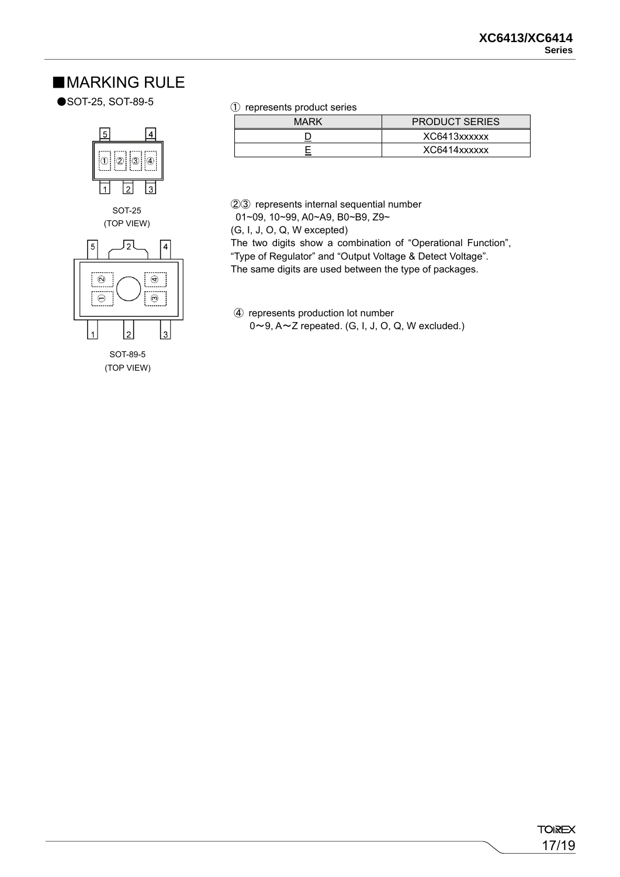## ■MARKING RULE

●SOT-25, SOT-89-5

SOT-25
(TOP VIEW)

SOT-89-5
(TOP VIEW)

① represents product series

| MARK | PRODUCT SERIES |
|---|---|
| D | XC6413xxxxxx |
| E | XC6414xxxxxx |

②③ represents internal sequential number
01~09, 10~99, A0~A9, B0~B9, Z9~
(G, I, J, O, Q, W excepted)
The two digits show a combination of "Operational Function", "Type of Regulator" and "Output Voltage & Detect Voltage".
The same digits are used between the type of packages.

④ represents production lot number
0～9, A～Z repeated. (G, I, J, O, Q, W excluded.)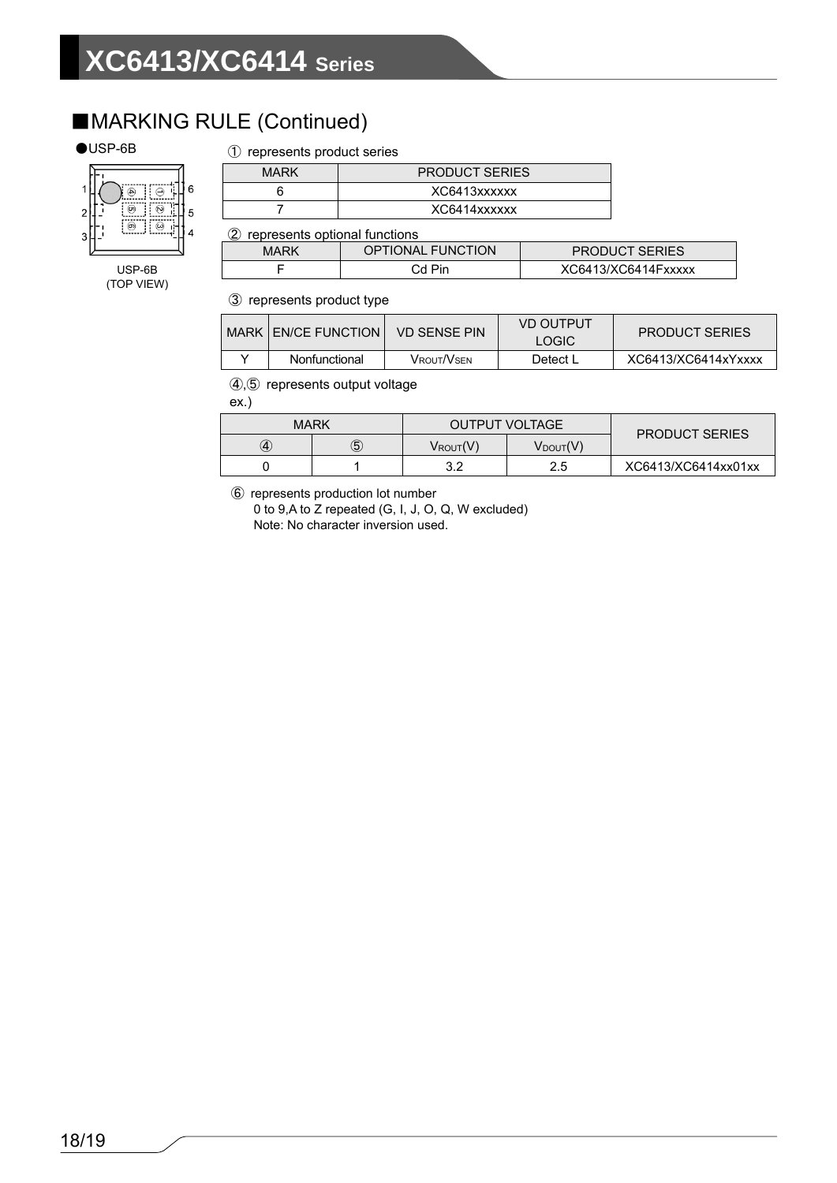## ■MARKING RULE (Continued)

●USP-6B

USP-6B
(TOP VIEW)

① represents product series

| MARK | PRODUCT SERIES |
|---|---|
| 6 | XC6413xxxxxx |
| 7 | XC6414xxxxxx |

② represents optional functions

| MARK | OPTIONAL FUNCTION | PRODUCT SERIES |
|---|---|---|
| F | Cd Pin | XC6413/XC6414Fxxxxx |

③ represents product type

| MARK | EN/CE FUNCTION | VD SENSE PIN | VD OUTPUT LOGIC | PRODUCT SERIES |
|---|---|---|---|---|
| Y | Nonfunctional | $V_{ROUT}/V_{SEN}$ | Detect L | XC6413/XC6414xYxxxx |

④,⑤ represents output voltage
ex.)

| MARK | | OUTPUT VOLTAGE | | PRODUCT SERIES |
|---|---|---|---|---|
| ④ | ⑤ | $V_{ROUT}$(V) | $V_{DOUT}$(V) | |
| 0 | 1 | 3.2 | 2.5 | XC6413/XC6414xx01xx |

⑥ represents production lot number
0 to 9,A to Z repeated (G, I, J, O, Q, W excluded)
Note: No character inversion used.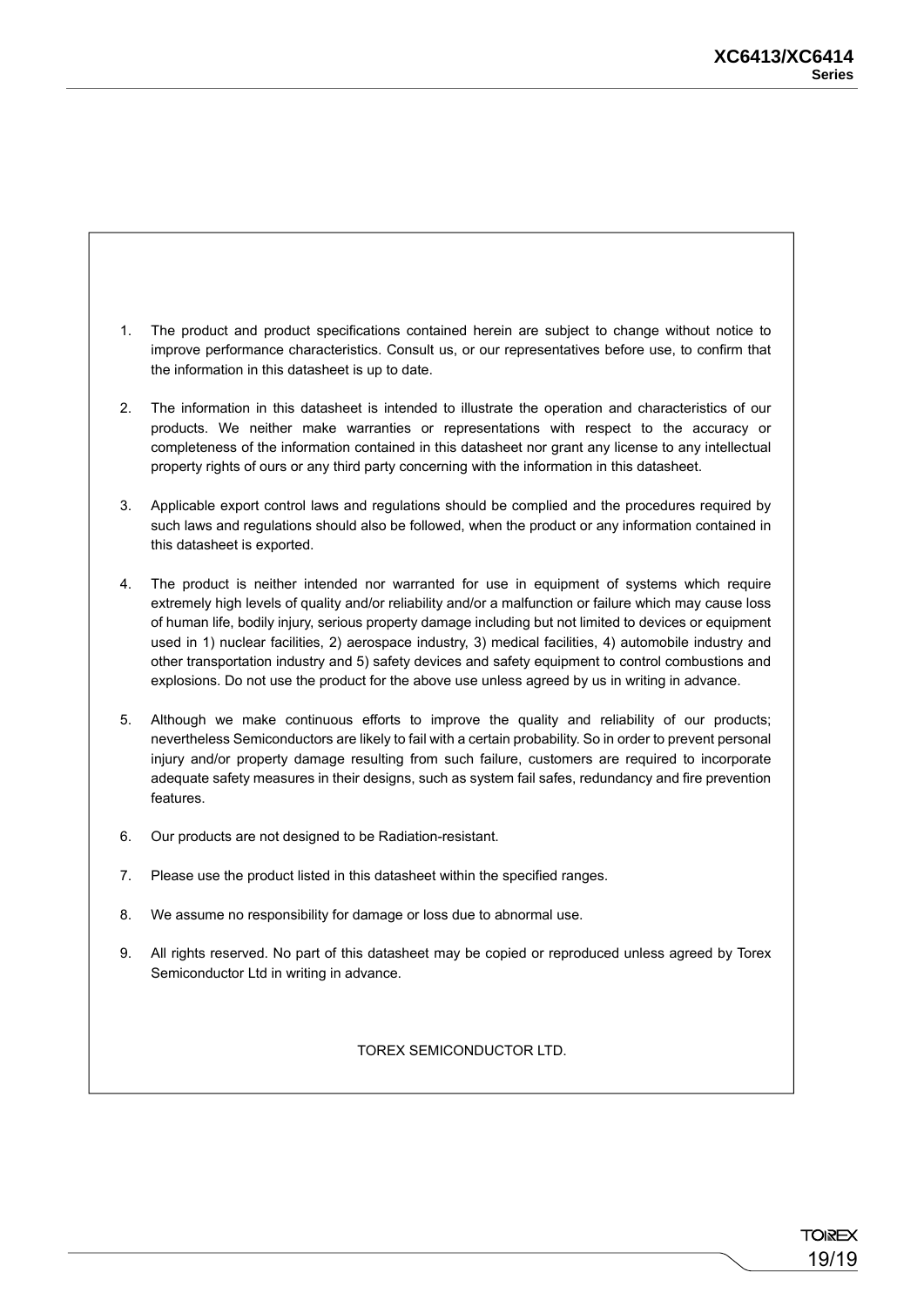1. The product and product specifications contained herein are subject to change without notice to improve performance characteristics. Consult us, or our representatives before use, to confirm that the information in this datasheet is up to date.

2. The information in this datasheet is intended to illustrate the operation and characteristics of our products. We neither make warranties or representations with respect to the accuracy or completeness of the information contained in this datasheet nor grant any license to any intellectual property rights of ours or any third party concerning with the information in this datasheet.

3. Applicable export control laws and regulations should be complied and the procedures required by such laws and regulations should also be followed, when the product or any information contained in this datasheet is exported.

4. The product is neither intended nor warranted for use in equipment of systems which require extremely high levels of quality and/or reliability and/or a malfunction or failure which may cause loss of human life, bodily injury, serious property damage including but not limited to devices or equipment used in 1) nuclear facilities, 2) aerospace industry, 3) medical facilities, 4) automobile industry and other transportation industry and 5) safety devices and safety equipment to control combustions and explosions. Do not use the product for the above use unless agreed by us in writing in advance.

5. Although we make continuous efforts to improve the quality and reliability of our products; nevertheless Semiconductors are likely to fail with a certain probability. So in order to prevent personal injury and/or property damage resulting from such failure, customers are required to incorporate adequate safety measures in their designs, such as system fail safes, redundancy and fire prevention features.

6. Our products are not designed to be Radiation-resistant.

7. Please use the product listed in this datasheet within the specified ranges.

8. We assume no responsibility for damage or loss due to abnormal use.

9. All rights reserved. No part of this datasheet may be copied or reproduced unless agreed by Torex Semiconductor Ltd in writing in advance.

TOREX SEMICONDUCTOR LTD.